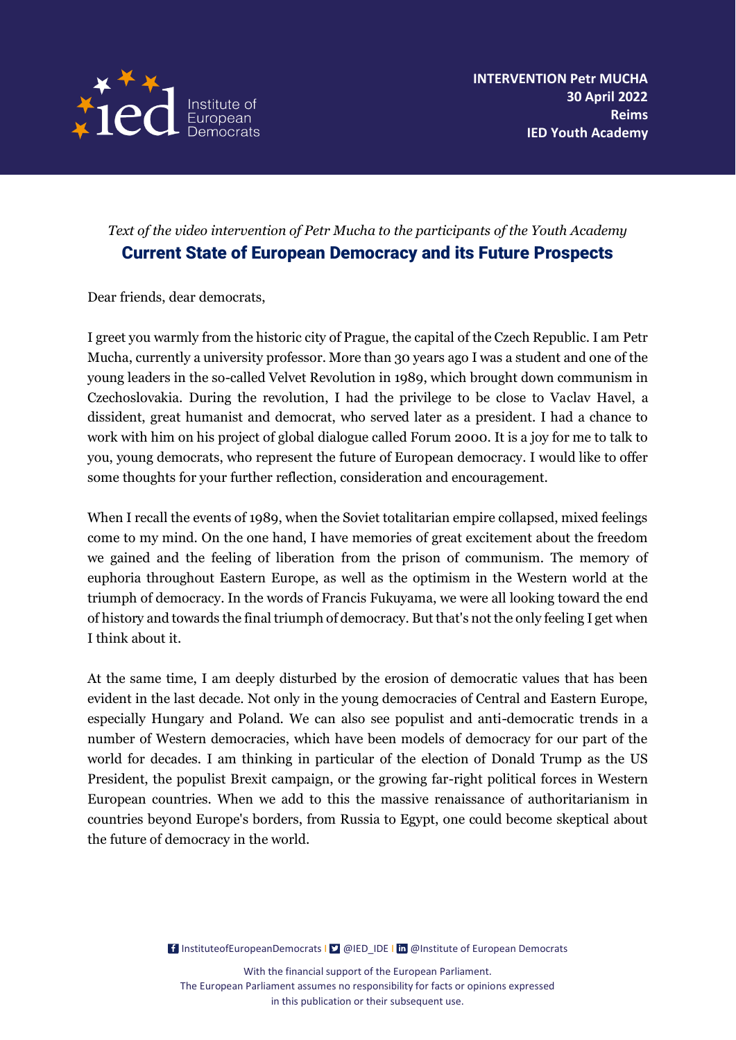**INTERVENTION Petr MUCHA**
**30 April 2022**
**Reims**
**IED Youth Academy**

*Text of the video intervention of Petr Mucha to the participants of the Youth Academy*

# Current State of European Democracy and its Future Prospects

Dear friends, dear democrats,

I greet you warmly from the historic city of Prague, the capital of the Czech Republic. I am Petr Mucha, currently a university professor. More than 30 years ago I was a student and one of the young leaders in the so-called Velvet Revolution in 1989, which brought down communism in Czechoslovakia. During the revolution, I had the privilege to be close to Vaclav Havel, a dissident, great humanist and democrat, who served later as a president. I had a chance to work with him on his project of global dialogue called Forum 2000. It is a joy for me to talk to you, young democrats, who represent the future of European democracy. I would like to offer some thoughts for your further reflection, consideration and encouragement.

When I recall the events of 1989, when the Soviet totalitarian empire collapsed, mixed feelings come to my mind. On the one hand, I have memories of great excitement about the freedom we gained and the feeling of liberation from the prison of communism. The memory of euphoria throughout Eastern Europe, as well as the optimism in the Western world at the triumph of democracy. In the words of Francis Fukuyama, we were all looking toward the end of history and towards the final triumph of democracy. But that's not the only feeling I get when I think about it.

At the same time, I am deeply disturbed by the erosion of democratic values that has been evident in the last decade. Not only in the young democracies of Central and Eastern Europe, especially Hungary and Poland. We can also see populist and anti-democratic trends in a number of Western democracies, which have been models of democracy for our part of the world for decades. I am thinking in particular of the election of Donald Trump as the US President, the populist Brexit campaign, or the growing far-right political forces in Western European countries. When we add to this the massive renaissance of authoritarianism in countries beyond Europe's borders, from Russia to Egypt, one could become skeptical about the future of democracy in the world.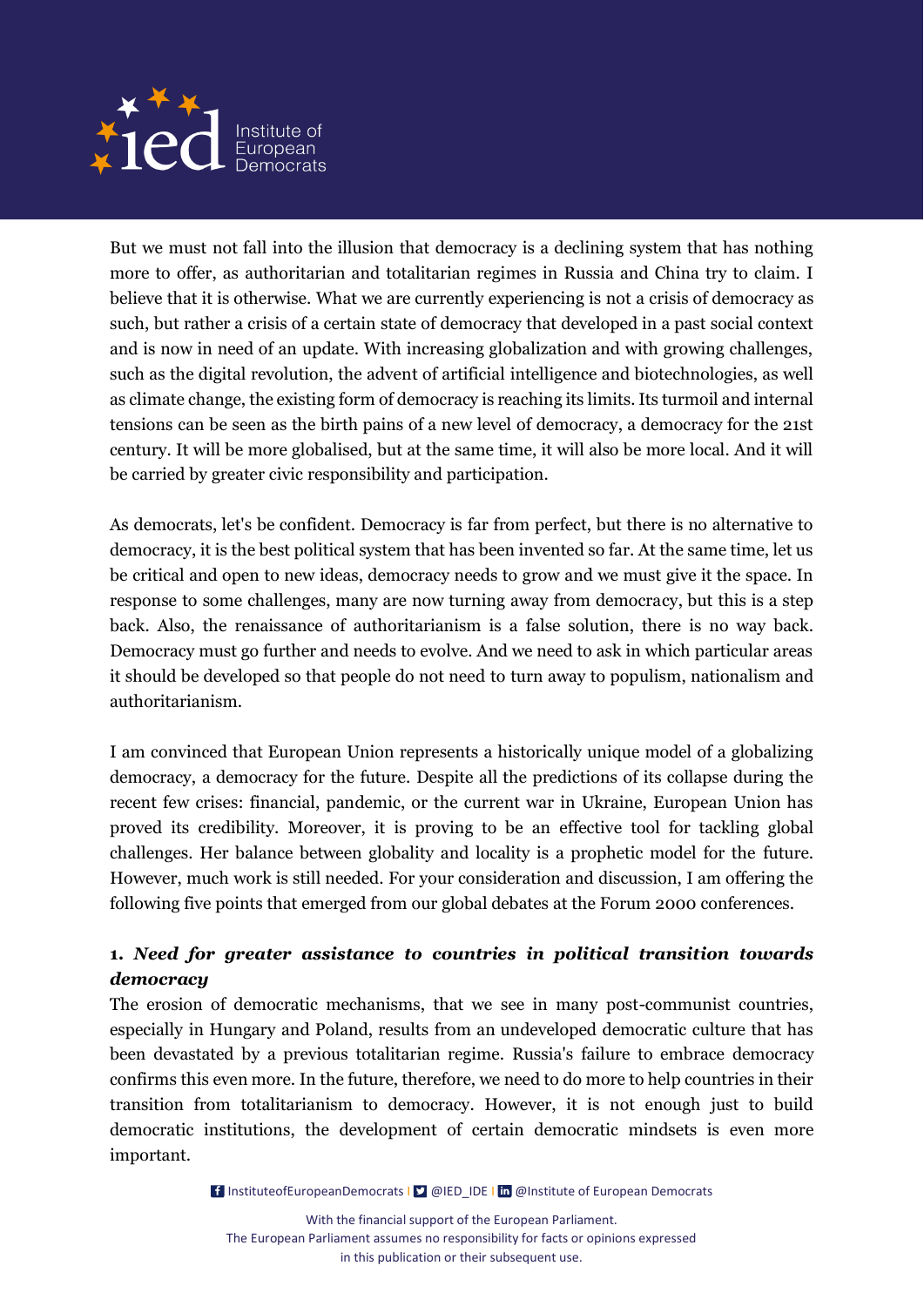But we must not fall into the illusion that democracy is a declining system that has nothing more to offer, as authoritarian and totalitarian regimes in Russia and China try to claim. I believe that it is otherwise. What we are currently experiencing is not a crisis of democracy as such, but rather a crisis of a certain state of democracy that developed in a past social context and is now in need of an update. With increasing globalization and with growing challenges, such as the digital revolution, the advent of artificial intelligence and biotechnologies, as well as climate change, the existing form of democracy is reaching its limits. Its turmoil and internal tensions can be seen as the birth pains of a new level of democracy, a democracy for the 21st century. It will be more globalised, but at the same time, it will also be more local. And it will be carried by greater civic responsibility and participation.

As democrats, let's be confident. Democracy is far from perfect, but there is no alternative to democracy, it is the best political system that has been invented so far. At the same time, let us be critical and open to new ideas, democracy needs to grow and we must give it the space. In response to some challenges, many are now turning away from democracy, but this is a step back. Also, the renaissance of authoritarianism is a false solution, there is no way back. Democracy must go further and needs to evolve. And we need to ask in which particular areas it should be developed so that people do not need to turn away to populism, nationalism and authoritarianism.

I am convinced that European Union represents a historically unique model of a globalizing democracy, a democracy for the future. Despite all the predictions of its collapse during the recent few crises: financial, pandemic, or the current war in Ukraine, European Union has proved its credibility. Moreover, it is proving to be an effective tool for tackling global challenges. Her balance between globality and locality is a prophetic model for the future. However, much work is still needed. For your consideration and discussion, I am offering the following five points that emerged from our global debates at the Forum 2000 conferences.

**1. *Need for greater assistance to countries in political transition towards democracy***

The erosion of democratic mechanisms, that we see in many post-communist countries, especially in Hungary and Poland, results from an undeveloped democratic culture that has been devastated by a previous totalitarian regime. Russia's failure to embrace democracy confirms this even more. In the future, therefore, we need to do more to help countries in their transition from totalitarianism to democracy. However, it is not enough just to build democratic institutions, the development of certain democratic mindsets is even more important.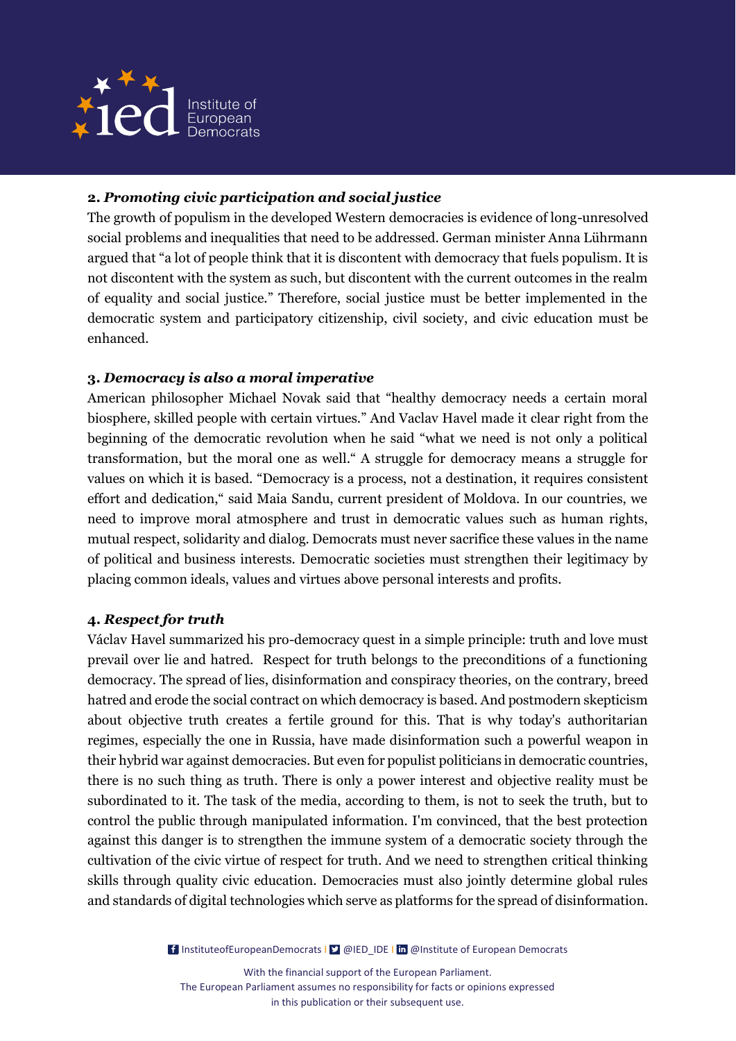**2. *Promoting civic participation and social justice***

The growth of populism in the developed Western democracies is evidence of long-unresolved social problems and inequalities that need to be addressed. German minister Anna Lührmann argued that "a lot of people think that it is discontent with democracy that fuels populism. It is not discontent with the system as such, but discontent with the current outcomes in the realm of equality and social justice." Therefore, social justice must be better implemented in the democratic system and participatory citizenship, civil society, and civic education must be enhanced.

**3. *Democracy is also a moral imperative***

American philosopher Michael Novak said that "healthy democracy needs a certain moral biosphere, skilled people with certain virtues." And Vaclav Havel made it clear right from the beginning of the democratic revolution when he said "what we need is not only a political transformation, but the moral one as well." A struggle for democracy means a struggle for values on which it is based. "Democracy is a process, not a destination, it requires consistent effort and dedication," said Maia Sandu, current president of Moldova. In our countries, we need to improve moral atmosphere and trust in democratic values such as human rights, mutual respect, solidarity and dialog. Democrats must never sacrifice these values in the name of political and business interests. Democratic societies must strengthen their legitimacy by placing common ideals, values and virtues above personal interests and profits.

**4. *Respect for truth***

Václav Havel summarized his pro-democracy quest in a simple principle: truth and love must prevail over lie and hatred. Respect for truth belongs to the preconditions of a functioning democracy. The spread of lies, disinformation and conspiracy theories, on the contrary, breed hatred and erode the social contract on which democracy is based. And postmodern skepticism about objective truth creates a fertile ground for this. That is why today's authoritarian regimes, especially the one in Russia, have made disinformation such a powerful weapon in their hybrid war against democracies. But even for populist politicians in democratic countries, there is no such thing as truth. There is only a power interest and objective reality must be subordinated to it. The task of the media, according to them, is not to seek the truth, but to control the public through manipulated information. I'm convinced, that the best protection against this danger is to strengthen the immune system of a democratic society through the cultivation of the civic virtue of respect for truth. And we need to strengthen critical thinking skills through quality civic education. Democracies must also jointly determine global rules and standards of digital technologies which serve as platforms for the spread of disinformation.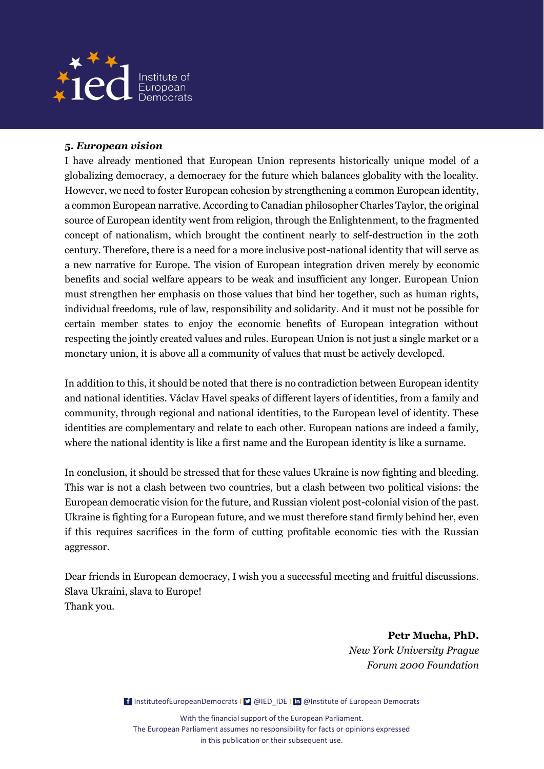**5. *European vision***

I have already mentioned that European Union represents historically unique model of a globalizing democracy, a democracy for the future which balances globality with the locality. However, we need to foster European cohesion by strengthening a common European identity, a common European narrative. According to Canadian philosopher Charles Taylor, the original source of European identity went from religion, through the Enlightenment, to the fragmented concept of nationalism, which brought the continent nearly to self-destruction in the 20th century. Therefore, there is a need for a more inclusive post-national identity that will serve as a new narrative for Europe. The vision of European integration driven merely by economic benefits and social welfare appears to be weak and insufficient any longer. European Union must strengthen her emphasis on those values that bind her together, such as human rights, individual freedoms, rule of law, responsibility and solidarity. And it must not be possible for certain member states to enjoy the economic benefits of European integration without respecting the jointly created values and rules. European Union is not just a single market or a monetary union, it is above all a community of values that must be actively developed.

In addition to this, it should be noted that there is no contradiction between European identity and national identities. Václav Havel speaks of different layers of identities, from a family and community, through regional and national identities, to the European level of identity. These identities are complementary and relate to each other. European nations are indeed a family, where the national identity is like a first name and the European identity is like a surname.

In conclusion, it should be stressed that for these values Ukraine is now fighting and bleeding. This war is not a clash between two countries, but a clash between two political visions: the European democratic vision for the future, and Russian violent post-colonial vision of the past. Ukraine is fighting for a European future, and we must therefore stand firmly behind her, even if this requires sacrifices in the form of cutting profitable economic ties with the Russian aggressor.

Dear friends in European democracy, I wish you a successful meeting and fruitful discussions.
Slava Ukraini, slava to Europe!
Thank you.

**Petr Mucha, PhD.**
*New York University Prague*
*Forum 2000 Foundation*

InstituteofEuropeanDemocrats | @IED_IDE | @Institute of European Democrats

With the financial support of the European Parliament.
The European Parliament assumes no responsibility for facts or opinions expressed in this publication or their subsequent use.